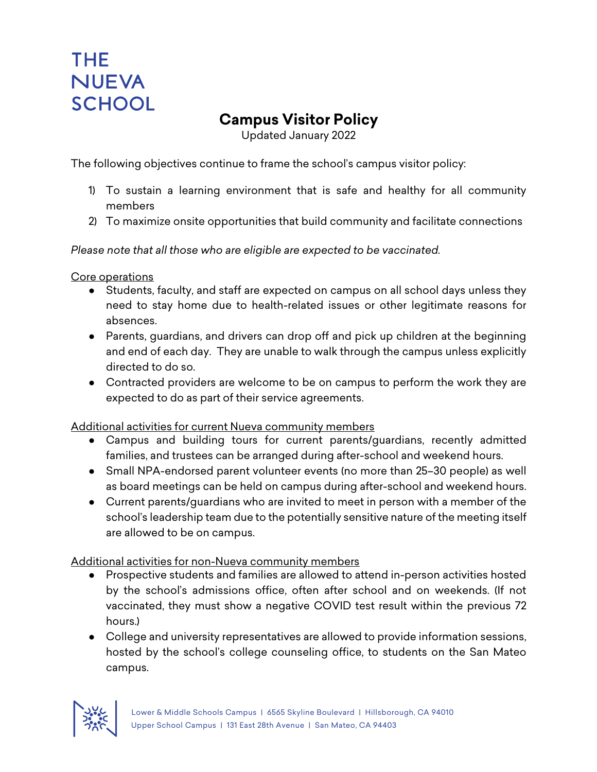THE NUEVA SCHOOL

# Campus Visitor Policy

Updated January 2022

The following objectives continue to frame the school's campus visitor policy:

1) To sustain a learning environment that is safe and healthy for all community members
2) To maximize onsite opportunities that build community and facilitate connections

*Please note that all those who are eligible are expected to be vaccinated.*

<u>Core operations</u>

- Students, faculty, and staff are expected on campus on all school days unless they need to stay home due to health-related issues or other legitimate reasons for absences.
- Parents, guardians, and drivers can drop off and pick up children at the beginning and end of each day. They are unable to walk through the campus unless explicitly directed to do so.
- Contracted providers are welcome to be on campus to perform the work they are expected to do as part of their service agreements.

<u>Additional activities for current Nueva community members</u>

- Campus and building tours for current parents/guardians, recently admitted families, and trustees can be arranged during after-school and weekend hours.
- Small NPA-endorsed parent volunteer events (no more than 25–30 people) as well as board meetings can be held on campus during after-school and weekend hours.
- Current parents/guardians who are invited to meet in person with a member of the school's leadership team due to the potentially sensitive nature of the meeting itself are allowed to be on campus.

<u>Additional activities for non-Nueva community members</u>

- Prospective students and families are allowed to attend in-person activities hosted by the school's admissions office, often after school and on weekends. (If not vaccinated, they must show a negative COVID test result within the previous 72 hours.)
- College and university representatives are allowed to provide information sessions, hosted by the school's college counseling office, to students on the San Mateo campus.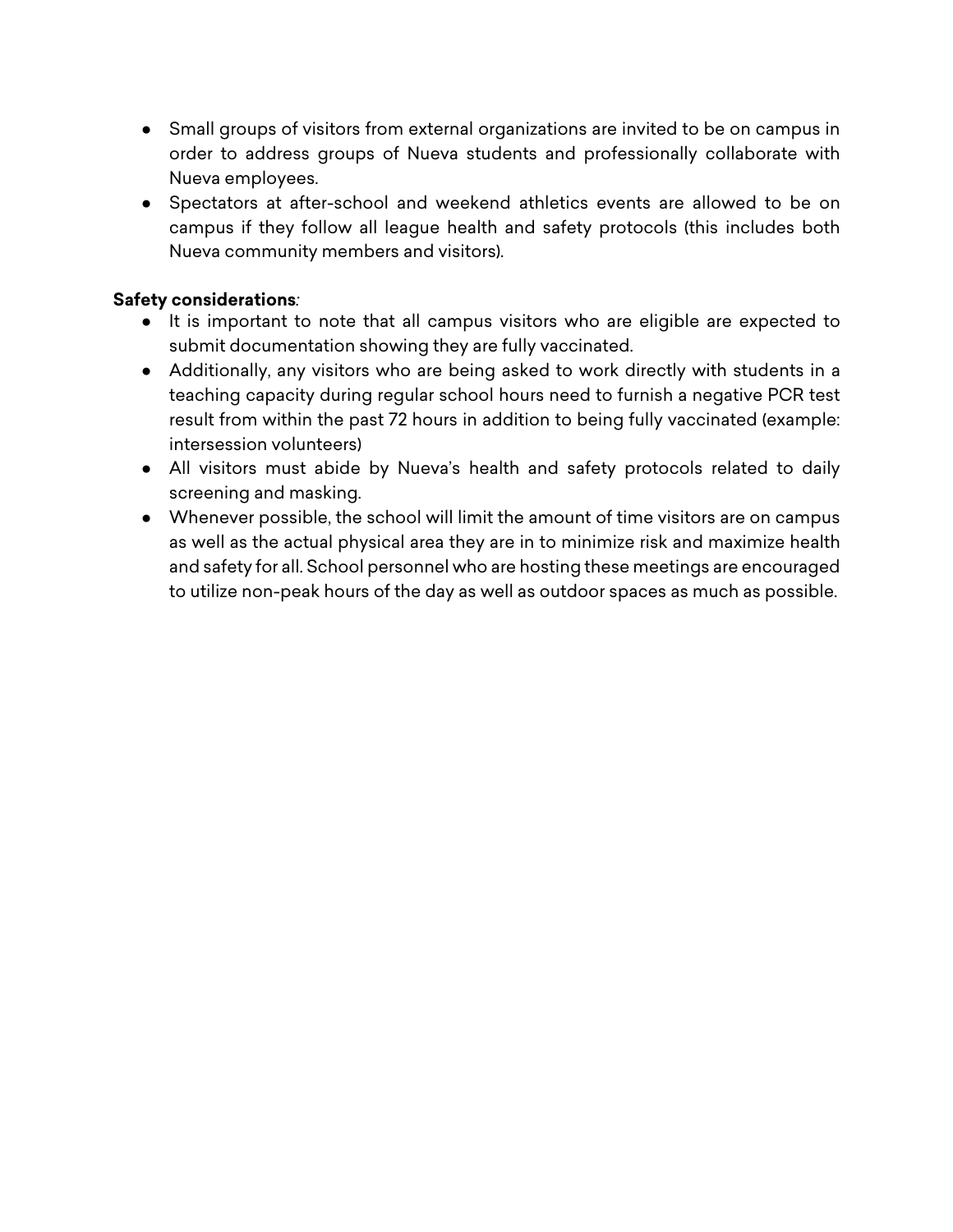- Small groups of visitors from external organizations are invited to be on campus in order to address groups of Nueva students and professionally collaborate with Nueva employees.
- Spectators at after-school and weekend athletics events are allowed to be on campus if they follow all league health and safety protocols (this includes both Nueva community members and visitors).

**Safety considerations**:

- It is important to note that all campus visitors who are eligible are expected to submit documentation showing they are fully vaccinated.
- Additionally, any visitors who are being asked to work directly with students in a teaching capacity during regular school hours need to furnish a negative PCR test result from within the past 72 hours in addition to being fully vaccinated (example: intersession volunteers)
- All visitors must abide by Nueva's health and safety protocols related to daily screening and masking.
- Whenever possible, the school will limit the amount of time visitors are on campus as well as the actual physical area they are in to minimize risk and maximize health and safety for all. School personnel who are hosting these meetings are encouraged to utilize non-peak hours of the day as well as outdoor spaces as much as possible.